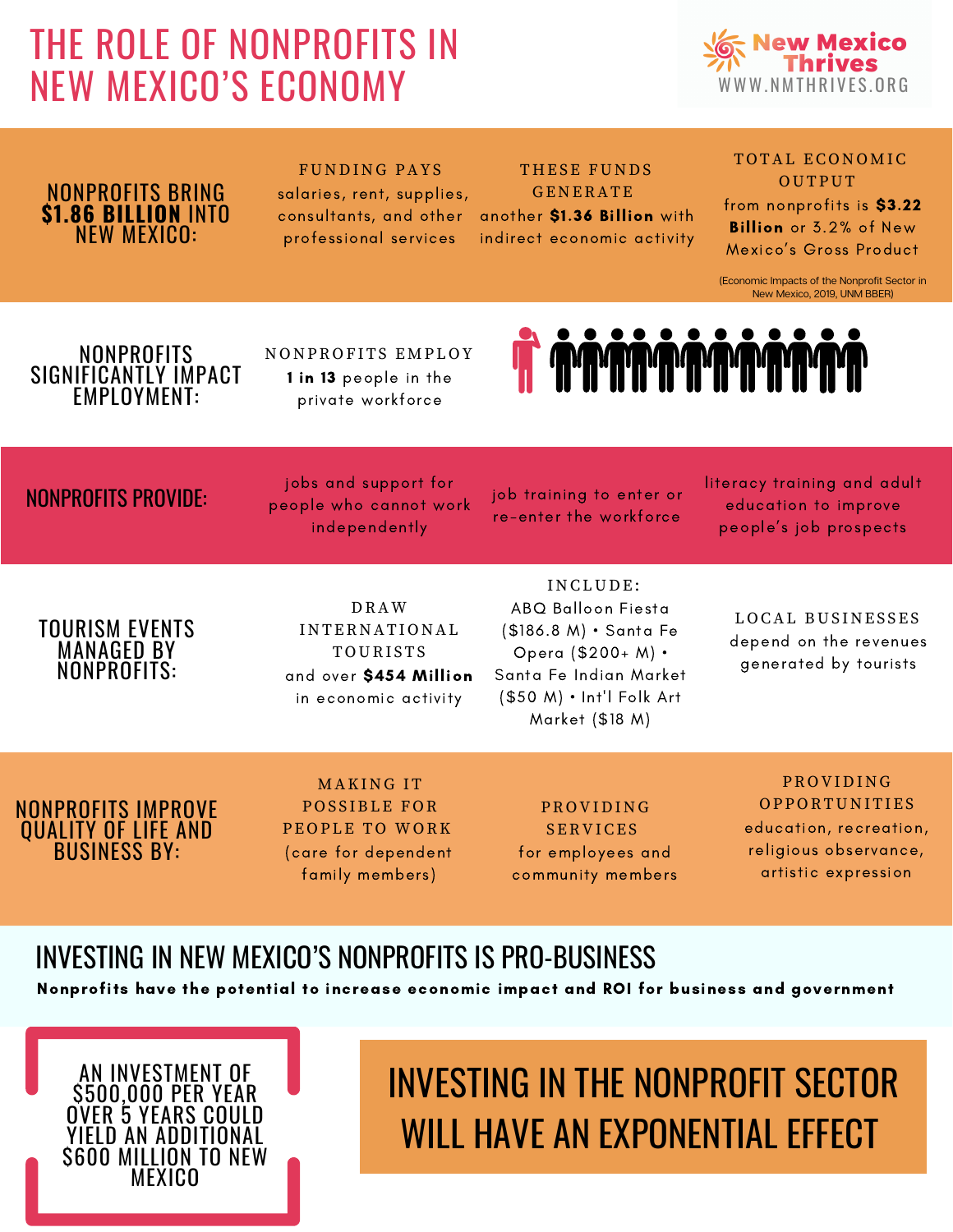# THE ROLE OF NONPROFITS IN NEW MEXICO'S ECONOMY

New Mexico Thrives
WWW.NMTHRIVES.ORG

## NONPROFITS BRING $1.86 BILLION INTO NEW MEXICO:

**FUNDING PAYS** salaries, rent, supplies, consultants, and other professional services

**THESE FUNDS GENERATE** another **$1.36 Billion** with indirect economic activity

**TOTAL ECONOMIC OUTPUT** from nonprofits is **$3.22 Billion** or 3.2% of New Mexico's Gross Product

(Economic Impacts of the Nonprofit Sector in New Mexico, 2019, UNM BBER)

## NONPROFITS SIGNIFICANTLY IMPACT EMPLOYMENT:

**NONPROFITS EMPLOY** **1 in 13** people in the private workforce

## NONPROFITS PROVIDE:

- jobs and support for people who cannot work independently
- job training to enter or re-enter the workforce
- literacy training and adult education to improve people's job prospects

## TOURISM EVENTS MANAGED BY NONPROFITS:

**DRAW INTERNATIONAL TOURISTS** and over **$454 Million** in economic activity

**INCLUDE:** ABQ Balloon Fiesta ($186.8 M) • Santa Fe Opera ($200+ M) • Santa Fe Indian Market ($50 M) • Int'l Folk Art Market ($18 M)

**LOCAL BUSINESSES** depend on the revenues generated by tourists

## NONPROFITS IMPROVE QUALITY OF LIFE AND BUSINESS BY:

**MAKING IT POSSIBLE FOR PEOPLE TO WORK** (care for dependent family members)

**PROVIDING SERVICES** for employees and community members

**PROVIDING OPPORTUNITIES** education, recreation, religious observance, artistic expression

## INVESTING IN NEW MEXICO'S NONPROFITS IS PRO-BUSINESS

**Nonprofits have the potential to increase economic impact and ROI for business and government**

AN INVESTMENT OF $500,000 PER YEAR OVER 5 YEARS COULD YIELD AN ADDITIONAL $600 MILLION TO NEW MEXICO

## INVESTING IN THE NONPROFIT SECTOR WILL HAVE AN EXPONENTIAL EFFECT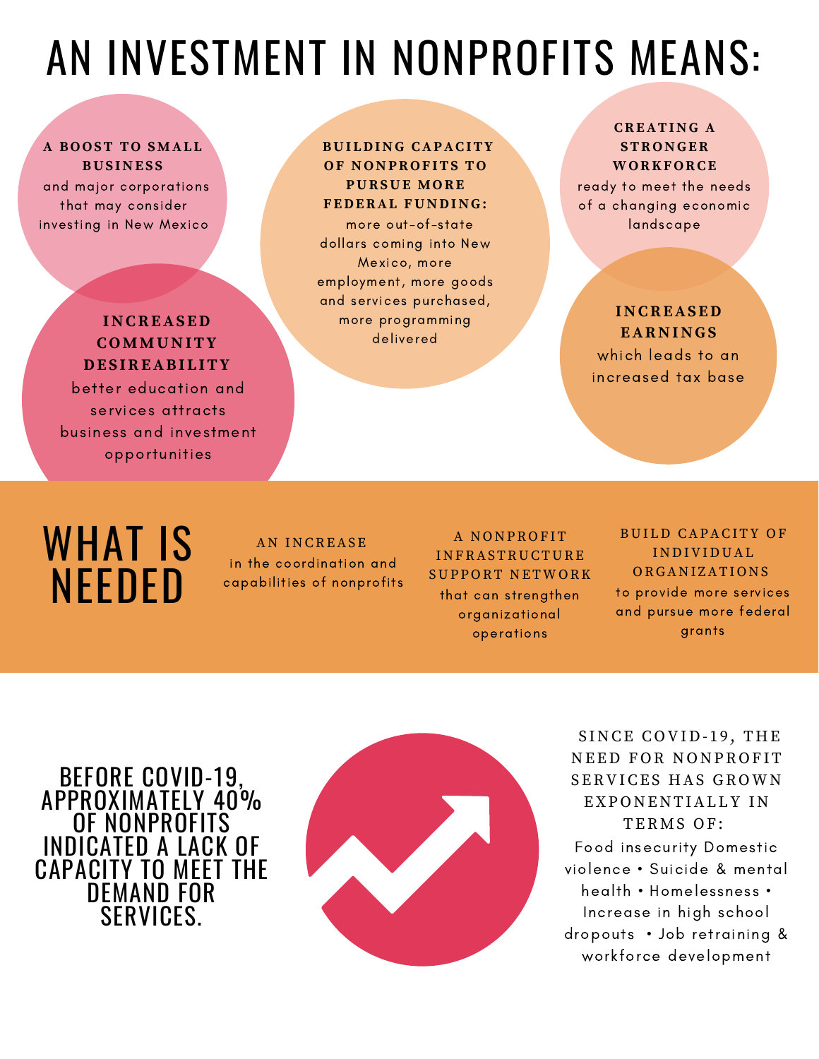# AN INVESTMENT IN NONPROFITS MEANS:

**A BOOST TO SMALL BUSINESS** and major corporations that may consider investing in New Mexico

**INCREASED COMMUNITY DESIREABILITY** better education and services attracts business and investment opportunities

**BUILDING CAPACITY OF NONPROFITS TO PURSUE MORE FEDERAL FUNDING:** more out-of-state dollars coming into New Mexico, more employment, more goods and services purchased, more programming delivered

**CREATING A STRONGER WORKFORCE** ready to meet the needs of a changing economic landscape

**INCREASED EARNINGS** which leads to an increased tax base

## WHAT IS NEEDED

**AN INCREASE** in the coordination and capabilities of nonprofits

**A NONPROFIT INFRASTRUCTURE SUPPORT NETWORK** that can strengthen organizational operations

**BUILD CAPACITY OF INDIVIDUAL ORGANIZATIONS** to provide more services and pursue more federal grants

## BEFORE COVID-19, APPROXIMATELY 40% OF NONPROFITS INDICATED A LACK OF CAPACITY TO MEET THE DEMAND FOR SERVICES.

SINCE COVID-19, THE NEED FOR NONPROFIT SERVICES HAS GROWN EXPONENTIALLY IN TERMS OF:

Food insecurity Domestic violence • Suicide & mental health • Homelessness • Increase in high school dropouts • Job retraining & workforce development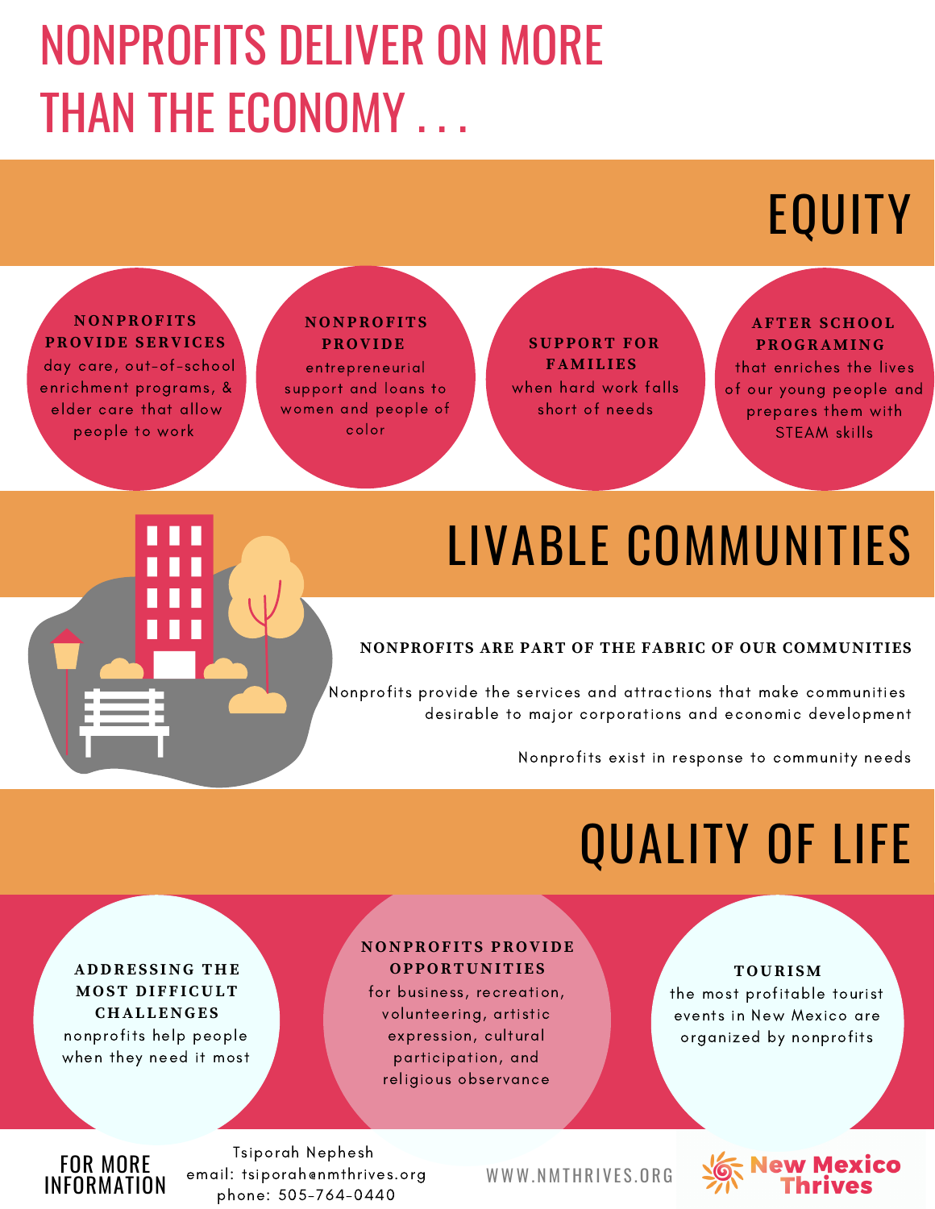# NONPROFITS DELIVER ON MORE THAN THE ECONOMY . . .

## EQUITY

**NONPROFITS PROVIDE SERVICES**
day care, out-of-school enrichment programs, & elder care that allow people to work

**NONPROFITS PROVIDE**
entrepreneurial support and loans to women and people of color

**SUPPORT FOR FAMILIES**
when hard work falls short of needs

**AFTER SCHOOL PROGRAMING**
that enriches the lives of our young people and prepares them with STEAM skills

## LIVABLE COMMUNITIES

**NONPROFITS ARE PART OF THE FABRIC OF OUR COMMUNITIES**

Nonprofits provide the services and attractions that make communities desirable to major corporations and economic development

Nonprofits exist in response to community needs

## QUALITY OF LIFE

**ADDRESSING THE MOST DIFFICULT CHALLENGES**
nonprofits help people when they need it most

**NONPROFITS PROVIDE OPPORTUNITIES**
for business, recreation, volunteering, artistic expression, cultural participation, and religious observance

**TOURISM**
the most profitable tourist events in New Mexico are organized by nonprofits

FOR MORE INFORMATION

Tsiporah Nephesh
email: tsiporah@nmthrives.org
phone: 505-764-0440

WWW.NMTHRIVES.ORG

New Mexico Thrives